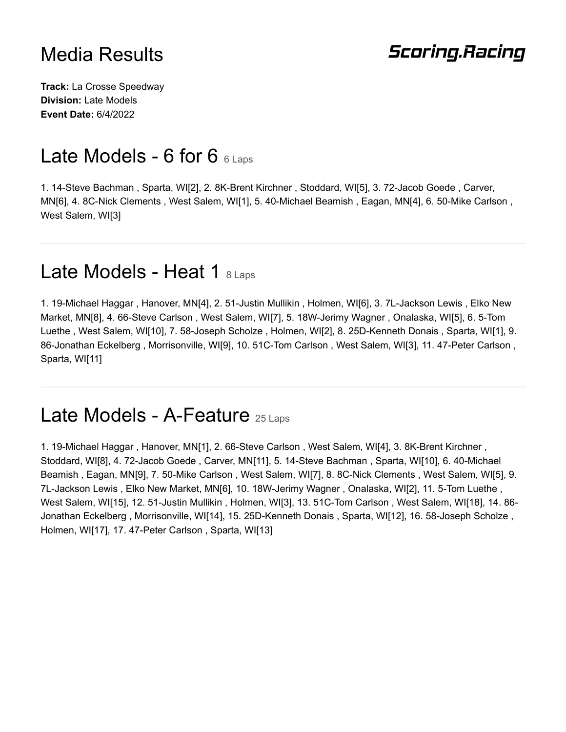# Media Results

**Scoring.Racing**

**Track:** La Crosse Speedway
**Division:** Late Models
**Event Date:** 6/4/2022

## Late Models - 6 for 6 6 Laps

1. 14-Steve Bachman , Sparta, WI[2], 2. 8K-Brent Kirchner , Stoddard, WI[5], 3. 72-Jacob Goede , Carver, MN[6], 4. 8C-Nick Clements , West Salem, WI[1], 5. 40-Michael Beamish , Eagan, MN[4], 6. 50-Mike Carlson , West Salem, WI[3]

---

## Late Models - Heat 1 8 Laps

1. 19-Michael Haggar , Hanover, MN[4], 2. 51-Justin Mullikin , Holmen, WI[6], 3. 7L-Jackson Lewis , Elko New Market, MN[8], 4. 66-Steve Carlson , West Salem, WI[7], 5. 18W-Jerimy Wagner , Onalaska, WI[5], 6. 5-Tom Luethe , West Salem, WI[10], 7. 58-Joseph Scholze , Holmen, WI[2], 8. 25D-Kenneth Donais , Sparta, WI[1], 9. 86-Jonathan Eckelberg , Morrisonville, WI[9], 10. 51C-Tom Carlson , West Salem, WI[3], 11. 47-Peter Carlson , Sparta, WI[11]

---

## Late Models - A-Feature 25 Laps

1. 19-Michael Haggar , Hanover, MN[1], 2. 66-Steve Carlson , West Salem, WI[4], 3. 8K-Brent Kirchner , Stoddard, WI[8], 4. 72-Jacob Goede , Carver, MN[11], 5. 14-Steve Bachman , Sparta, WI[10], 6. 40-Michael Beamish , Eagan, MN[9], 7. 50-Mike Carlson , West Salem, WI[7], 8. 8C-Nick Clements , West Salem, WI[5], 9. 7L-Jackson Lewis , Elko New Market, MN[6], 10. 18W-Jerimy Wagner , Onalaska, WI[2], 11. 5-Tom Luethe , West Salem, WI[15], 12. 51-Justin Mullikin , Holmen, WI[3], 13. 51C-Tom Carlson , West Salem, WI[18], 14. 86-Jonathan Eckelberg , Morrisonville, WI[14], 15. 25D-Kenneth Donais , Sparta, WI[12], 16. 58-Joseph Scholze , Holmen, WI[17], 17. 47-Peter Carlson , Sparta, WI[13]

---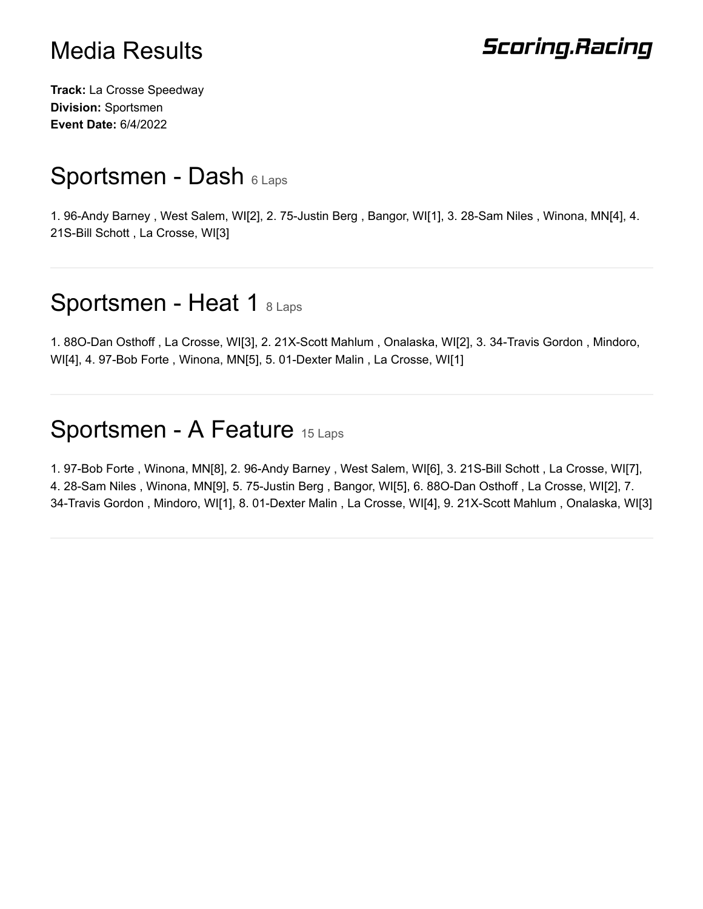# Media Results

**Scoring.Racing**

**Track:** La Crosse Speedway
**Division:** Sportsmen
**Event Date:** 6/4/2022

## Sportsmen - Dash 6 Laps

1. 96-Andy Barney , West Salem, WI[2], 2. 75-Justin Berg , Bangor, WI[1], 3. 28-Sam Niles , Winona, MN[4], 4. 21S-Bill Schott , La Crosse, WI[3]

---

## Sportsmen - Heat 1 8 Laps

1. 88O-Dan Osthoff , La Crosse, WI[3], 2. 21X-Scott Mahlum , Onalaska, WI[2], 3. 34-Travis Gordon , Mindoro, WI[4], 4. 97-Bob Forte , Winona, MN[5], 5. 01-Dexter Malin , La Crosse, WI[1]

---

## Sportsmen - A Feature 15 Laps

1. 97-Bob Forte , Winona, MN[8], 2. 96-Andy Barney , West Salem, WI[6], 3. 21S-Bill Schott , La Crosse, WI[7], 4. 28-Sam Niles , Winona, MN[9], 5. 75-Justin Berg , Bangor, WI[5], 6. 88O-Dan Osthoff , La Crosse, WI[2], 7. 34-Travis Gordon , Mindoro, WI[1], 8. 01-Dexter Malin , La Crosse, WI[4], 9. 21X-Scott Mahlum , Onalaska, WI[3]

---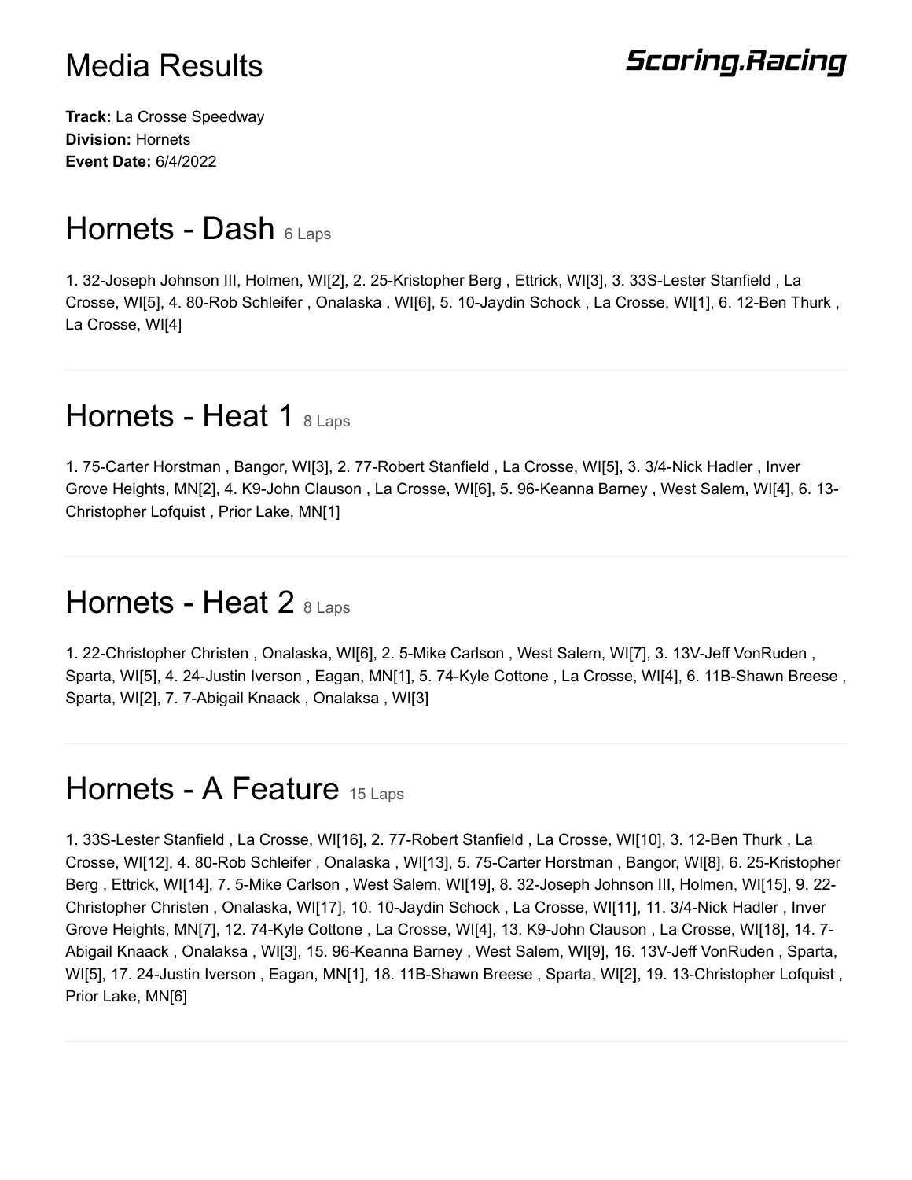# Media Results

**Scoring.Racing**

**Track:** La Crosse Speedway
**Division:** Hornets
**Event Date:** 6/4/2022

## Hornets - Dash 6 Laps

1. 32-Joseph Johnson III, Holmen, WI[2], 2. 25-Kristopher Berg , Ettrick, WI[3], 3. 33S-Lester Stanfield , La Crosse, WI[5], 4. 80-Rob Schleifer , Onalaska , WI[6], 5. 10-Jaydin Schock , La Crosse, WI[1], 6. 12-Ben Thurk , La Crosse, WI[4]

---

## Hornets - Heat 1 8 Laps

1. 75-Carter Horstman , Bangor, WI[3], 2. 77-Robert Stanfield , La Crosse, WI[5], 3. 3/4-Nick Hadler , Inver Grove Heights, MN[2], 4. K9-John Clauson , La Crosse, WI[6], 5. 96-Keanna Barney , West Salem, WI[4], 6. 13-Christopher Lofquist , Prior Lake, MN[1]

---

## Hornets - Heat 2 8 Laps

1. 22-Christopher Christen , Onalaska, WI[6], 2. 5-Mike Carlson , West Salem, WI[7], 3. 13V-Jeff VonRuden , Sparta, WI[5], 4. 24-Justin Iverson , Eagan, MN[1], 5. 74-Kyle Cottone , La Crosse, WI[4], 6. 11B-Shawn Breese , Sparta, WI[2], 7. 7-Abigail Knaack , Onalaksa , WI[3]

---

## Hornets - A Feature 15 Laps

1. 33S-Lester Stanfield , La Crosse, WI[16], 2. 77-Robert Stanfield , La Crosse, WI[10], 3. 12-Ben Thurk , La Crosse, WI[12], 4. 80-Rob Schleifer , Onalaska , WI[13], 5. 75-Carter Horstman , Bangor, WI[8], 6. 25-Kristopher Berg , Ettrick, WI[14], 7. 5-Mike Carlson , West Salem, WI[19], 8. 32-Joseph Johnson III, Holmen, WI[15], 9. 22-Christopher Christen , Onalaska, WI[17], 10. 10-Jaydin Schock , La Crosse, WI[11], 11. 3/4-Nick Hadler , Inver Grove Heights, MN[7], 12. 74-Kyle Cottone , La Crosse, WI[4], 13. K9-John Clauson , La Crosse, WI[18], 14. 7-Abigail Knaack , Onalaksa , WI[3], 15. 96-Keanna Barney , West Salem, WI[9], 16. 13V-Jeff VonRuden , Sparta, WI[5], 17. 24-Justin Iverson , Eagan, MN[1], 18. 11B-Shawn Breese , Sparta, WI[2], 19. 13-Christopher Lofquist , Prior Lake, MN[6]

---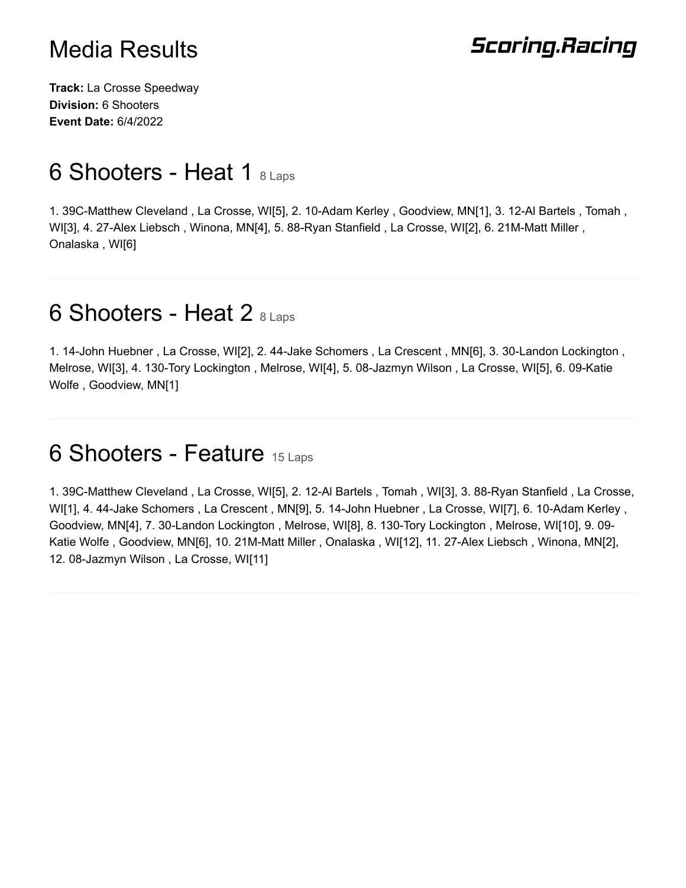# Media Results

**Scoring.Racing**

**Track:** La Crosse Speedway
**Division:** 6 Shooters
**Event Date:** 6/4/2022

## 6 Shooters - Heat 1 8 Laps

1. 39C-Matthew Cleveland , La Crosse, WI[5], 2. 10-Adam Kerley , Goodview, MN[1], 3. 12-Al Bartels , Tomah , WI[3], 4. 27-Alex Liebsch , Winona, MN[4], 5. 88-Ryan Stanfield , La Crosse, WI[2], 6. 21M-Matt Miller , Onalaska , WI[6]

---

## 6 Shooters - Heat 2 8 Laps

1. 14-John Huebner , La Crosse, WI[2], 2. 44-Jake Schomers , La Crescent , MN[6], 3. 30-Landon Lockington , Melrose, WI[3], 4. 130-Tory Lockington , Melrose, WI[4], 5. 08-Jazmyn Wilson , La Crosse, WI[5], 6. 09-Katie Wolfe , Goodview, MN[1]

---

## 6 Shooters - Feature 15 Laps

1. 39C-Matthew Cleveland , La Crosse, WI[5], 2. 12-Al Bartels , Tomah , WI[3], 3. 88-Ryan Stanfield , La Crosse, WI[1], 4. 44-Jake Schomers , La Crescent , MN[9], 5. 14-John Huebner , La Crosse, WI[7], 6. 10-Adam Kerley , Goodview, MN[4], 7. 30-Landon Lockington , Melrose, WI[8], 8. 130-Tory Lockington , Melrose, WI[10], 9. 09-Katie Wolfe , Goodview, MN[6], 10. 21M-Matt Miller , Onalaska , WI[12], 11. 27-Alex Liebsch , Winona, MN[2], 12. 08-Jazmyn Wilson , La Crosse, WI[11]

---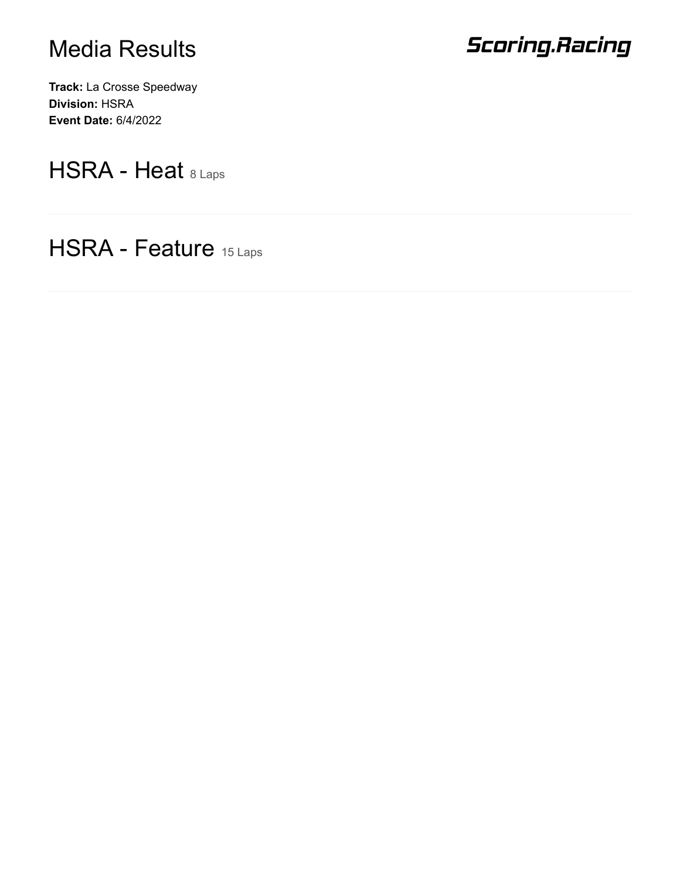# Media Results

**Scoring.Racing**

**Track:** La Crosse Speedway
**Division:** HSRA
**Event Date:** 6/4/2022

## HSRA - Heat 8 Laps

---

## HSRA - Feature 15 Laps

---